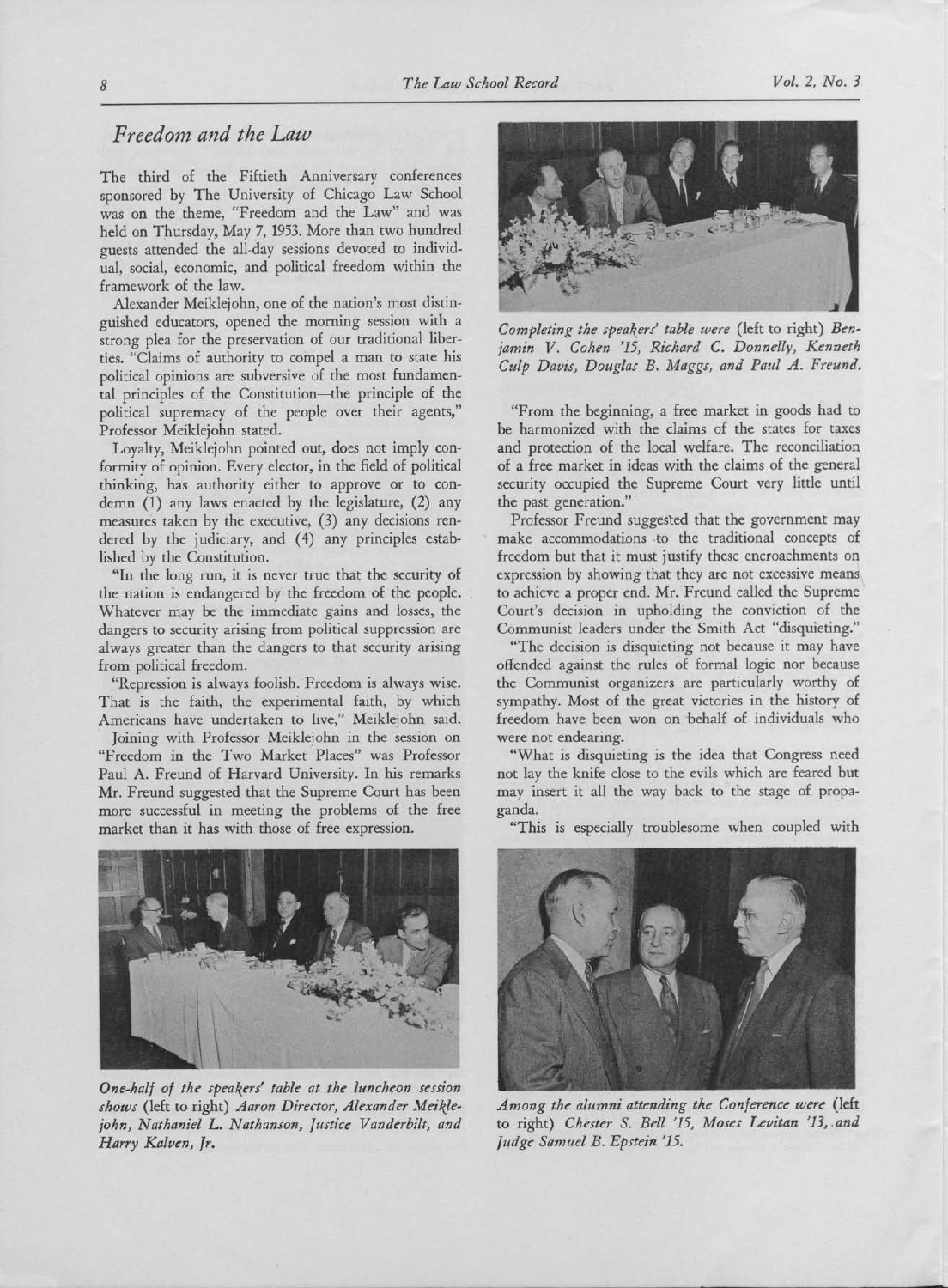## Freedom and the Law

The third of the Fiftieth Anniversary conferences sponsored by The University of Chicago Law School was on the theme, "Freedom and the Law" and was held on Thursday, May 7, 1953. More than two hundred guests attended the all-day sessions devoted to individual, social, economic, and political freedom within the framework of the law.

Alexander Meiklejohn, one of the nation's most distinguished educators, opened the morning session with a strong plea for the preservation of our traditional liberties. "Claims of authority to compel a man to state his political opinions are subversive of the most fundamental principles of the Constitution—the principle of the political supremacy of the people over their agents," Professor Meiklejohn stated.

Loyalty, Meiklejohn pointed out, does not imply conformity of opinion. Every elector, in the field of political thinking, has authority either to approve or to condemn (1) any laws enacted by the legislature, (2) any measures taken by the executive, (3) any decisions rendered by the judiciary, and (4) any principles established by the Constitution.

"In the long run, it is never true that the security of the nation is endangered by the freedom of the people. Whatever may be the immediate gains and losses, the dangers to security arising from political suppression are always greater than the dangers to that security arising from political freedom.

"Repression is always foolish. Freedom is always wise. That is the faith, the experimental faith, by which Americans have undertaken to live," Meiklejohn said.

Joining with Professor Meiklejohn in the session on "Freedom in the Two Market Places" was Professor Paul A. Freund of Harvard University. In his remarks Mr. Freund suggested that the Supreme Court has been more successful in meeting the problems of the free market than it has with those of free expression.

*One-half of the speakers' table at the luncheon session shows* (left to right) *Aaron Director, Alexander Meiklejohn, Nathaniel L. Nathanson, Justice Vanderbilt, and Harry Kalven, Jr.*

*Completing the speakers' table were* (left to right) *Benjamin V. Cohen '15, Richard C. Donnelly, Kenneth Culp Davis, Douglas B. Maggs, and Paul A. Freund.*

"From the beginning, a free market in goods had to be harmonized with the claims of the states for taxes and protection of the local welfare. The reconciliation of a free market in ideas with the claims of the general security occupied the Supreme Court very little until the past generation."

Professor Freund suggested that the government may make accommodations to the traditional concepts of freedom but that it must justify these encroachments on expression by showing that they are not excessive means to achieve a proper end. Mr. Freund called the Supreme Court's decision in upholding the conviction of the Communist leaders under the Smith Act "disquieting."

"The decision is disquieting not because it may have offended against the rules of formal logic nor because the Communist organizers are particularly worthy of sympathy. Most of the great victories in the history of freedom have been won on behalf of individuals who were not endearing.

"What is disquieting is the idea that Congress need not lay the knife close to the evils which are feared but may insert it all the way back to the stage of propaganda.

"This is especially troublesome when coupled with

*Among the alumni attending the Conference were* (left to right) *Chester S. Bell '15, Moses Levitan '13, and Judge Samuel B. Epstein '15.*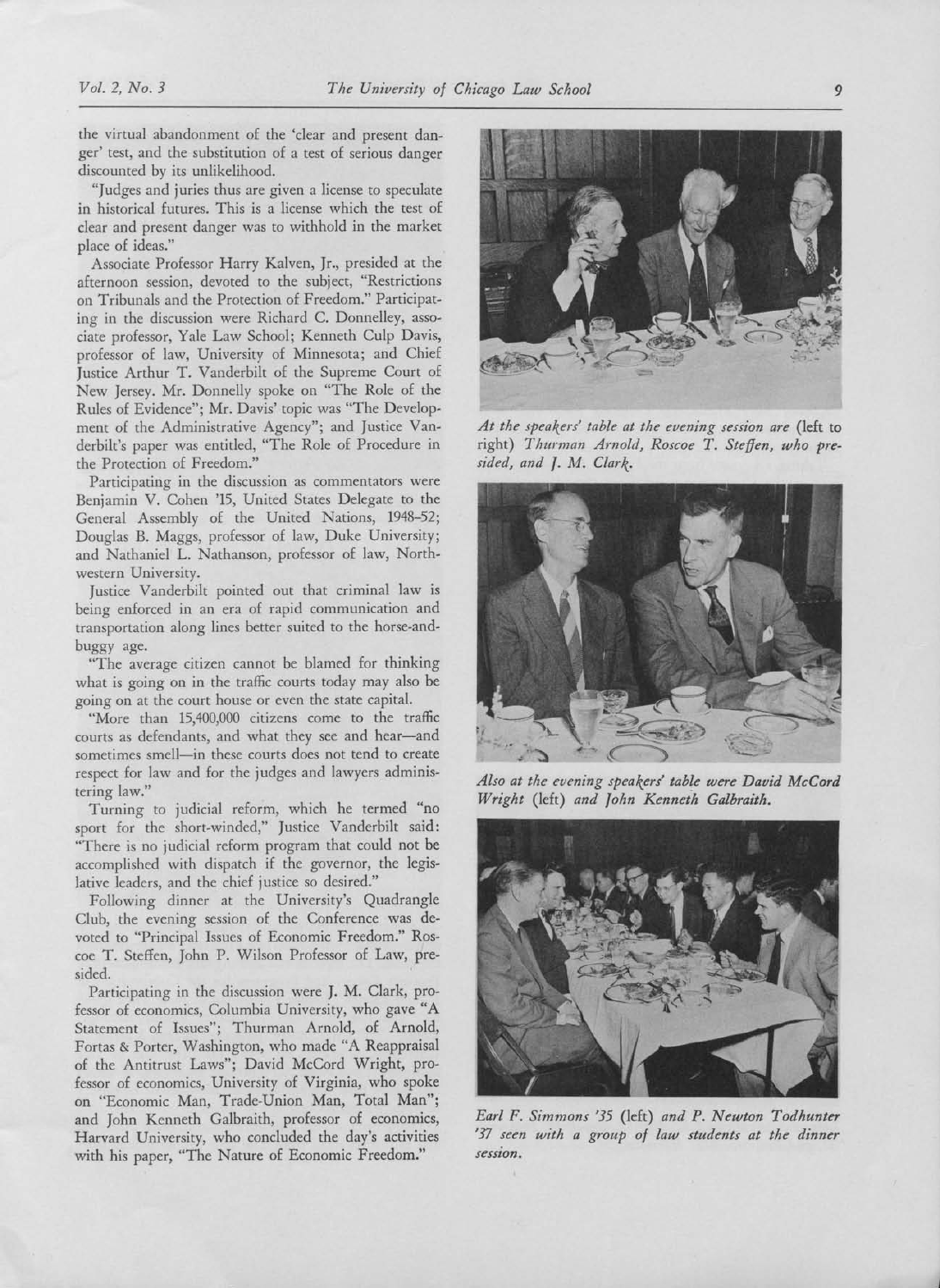the virtual abandonment of the 'clear and present danger' test, and the substitution of a test of serious danger discounted by its unlikelihood.

"Judges and juries thus are given a license to speculate in historical futures. This is a license which the test of clear and present danger was to withhold in the market place of ideas."

Associate Professor Harry Kalven, Jr., presided at the afternoon session, devoted to the subject, "Restrictions on Tribunals and the Protection of Freedom." Participating in the discussion were Richard C. Donnelley, associate professor, Yale Law School; Kenneth Culp Davis, professor of law, University of Minnesota; and Chief Justice Arthur T. Vanderbilt of the Supreme Court of New Jersey. Mr. Donnelly spoke on "The Role of the Rules of Evidence"; Mr. Davis' topic was "The Development of the Administrative Agency"; and Justice Vanderbilt's paper was entitled, "The Role of Procedure in the Protection of Freedom."

Participating in the discussion as commentators were Benjamin V. Cohen '15, United States Delegate to the General Assembly of the United Nations, 1948–52; Douglas B. Maggs, professor of law, Duke University; and Nathaniel L. Nathanson, professor of law, Northwestern University.

Justice Vanderbilt pointed out that criminal law is being enforced in an era of rapid communication and transportation along lines better suited to the horse-and-buggy age.

"The average citizen cannot be blamed for thinking what is going on in the traffic courts today may also be going on at the court house or even the state capital.

"More than 15,400,000 citizens come to the traffic courts as defendants, and what they see and hear—and sometimes smell—in these courts does not tend to create respect for law and for the judges and lawyers administering law."

Turning to judicial reform, which he termed "no sport for the short-winded," Justice Vanderbilt said: "There is no judicial reform program that could not be accomplished with dispatch if the governor, the legislative leaders, and the chief justice so desired."

Following dinner at the University's Quadrangle Club, the evening session of the Conference was devoted to "Principal Issues of Economic Freedom." Roscoe T. Steffen, John P. Wilson Professor of Law, presided.

Participating in the discussion were J. M. Clark, professor of economics, Columbia University, who gave "A Statement of Issues"; Thurman Arnold, of Arnold, Fortas & Porter, Washington, who made "A Reappraisal of the Antitrust Laws"; David McCord Wright, professor of economics, University of Virginia, who spoke on "Economic Man, Trade-Union Man, Total Man"; and John Kenneth Galbraith, professor of economics, Harvard University, who concluded the day's activities with his paper, "The Nature of Economic Freedom."

*At the speakers' table at the evening session are* (left to right) *Thurman Arnold, Roscoe T. Steffen, who presided, and J. M. Clark.*

*Also at the evening speakers' table were David McCord Wright* (left) *and John Kenneth Galbraith.*

*Earl F. Simmons '35* (left) *and P. Newton Todhunter '37 seen with a group of law students at the dinner session.*